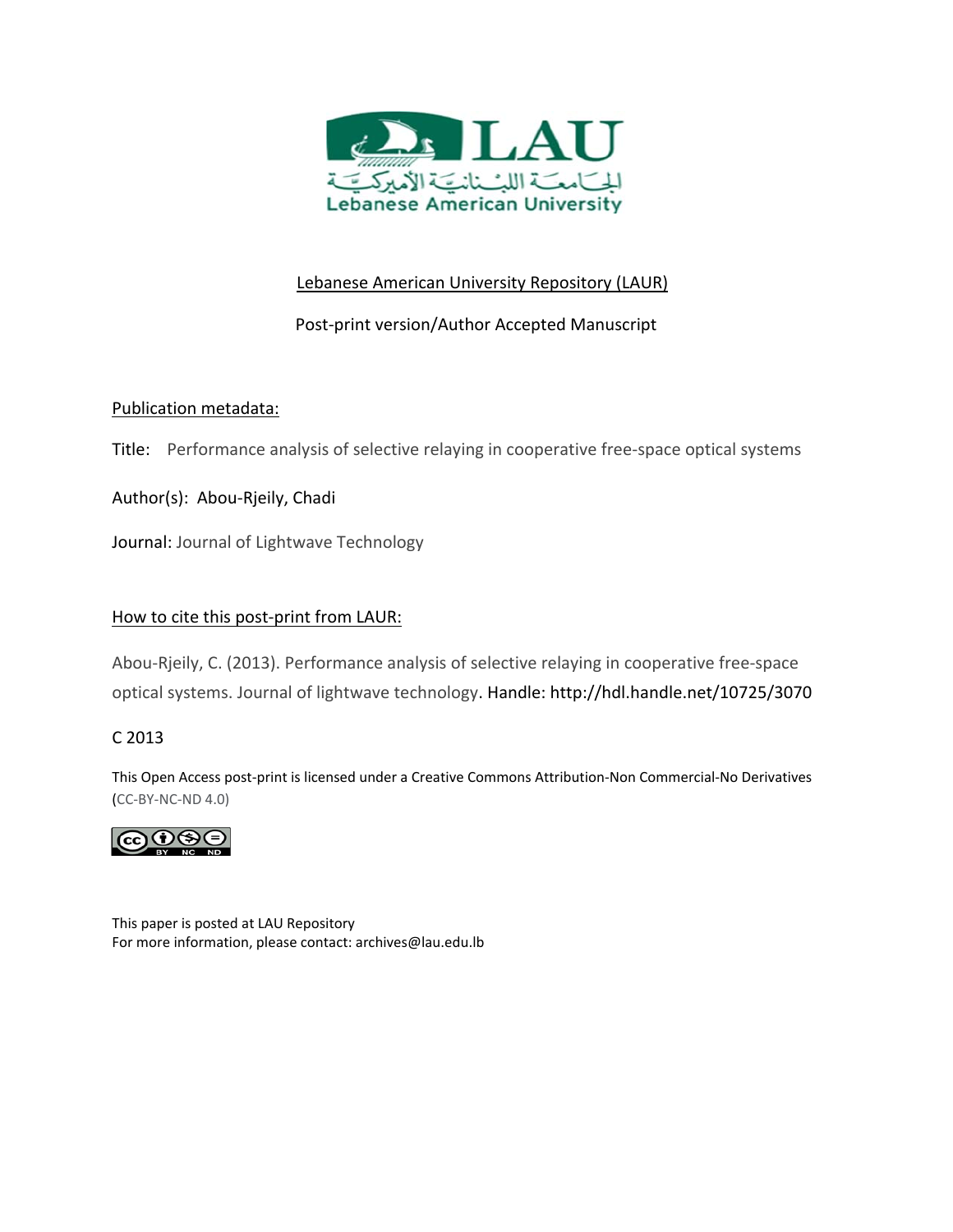Lebanese American University Repository (LAUR)

Post-print version/Author Accepted Manuscript

Publication metadata:

Title: Performance analysis of selective relaying in cooperative free-space optical systems

Author(s): Abou-Rjeily, Chadi

Journal: Journal of Lightwave Technology

How to cite this post-print from LAUR:

Abou-Rjeily, C. (2013). Performance analysis of selective relaying in cooperative free-space optical systems. Journal of lightwave technology. Handle: http://hdl.handle.net/10725/3070

C 2013

This Open Access post-print is licensed under a Creative Commons Attribution-Non Commercial-No Derivatives (CC-BY-NC-ND 4.0)

This paper is posted at LAU Repository
For more information, please contact: archives@lau.edu.lb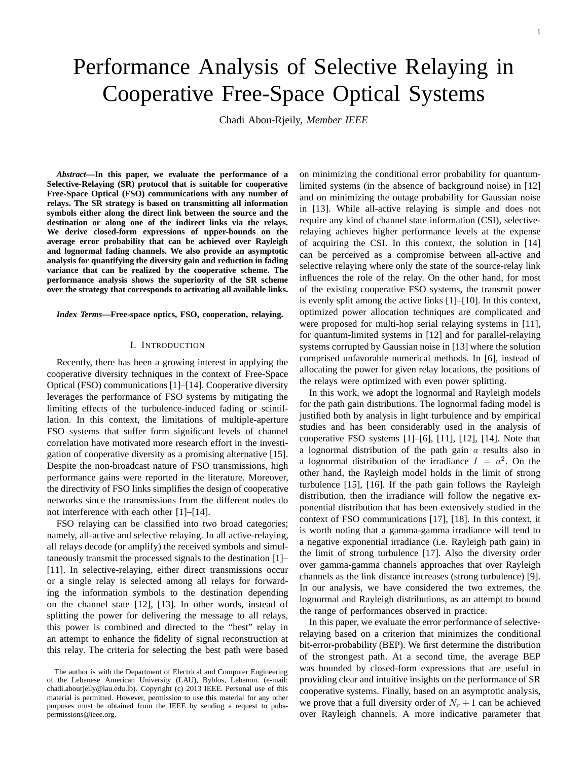# Performance Analysis of Selective Relaying in Cooperative Free-Space Optical Systems

Chadi Abou-Rjeily, *Member IEEE*

***Abstract*—In this paper, we evaluate the performance of a Selective-Relaying (SR) protocol that is suitable for cooperative Free-Space Optical (FSO) communications with any number of relays. The SR strategy is based on transmitting all information symbols either along the direct link between the source and the destination or along one of the indirect links via the relays. We derive closed-form expressions of upper-bounds on the average error probability that can be achieved over Rayleigh and lognormal fading channels. We also provide an asymptotic analysis for quantifying the diversity gain and reduction in fading variance that can be realized by the cooperative scheme. The performance analysis shows the superiority of the SR scheme over the strategy that corresponds to activating all available links.**

***Index Terms*—Free-space optics, FSO, cooperation, relaying.**

## I. Introduction

Recently, there has been a growing interest in applying the cooperative diversity techniques in the context of Free-Space Optical (FSO) communications [1]–[14]. Cooperative diversity leverages the performance of FSO systems by mitigating the limiting effects of the turbulence-induced fading or scintillation. In this context, the limitations of multiple-aperture FSO systems that suffer form significant levels of channel correlation have motivated more research effort in the investigation of cooperative diversity as a promising alternative [15]. Despite the non-broadcast nature of FSO transmissions, high performance gains were reported in the literature. Moreover, the directivity of FSO links simplifies the design of cooperative networks since the transmissions from the different nodes do not interference with each other [1]–[14].

FSO relaying can be classified into two broad categories; namely, all-active and selective relaying. In all active-relaying, all relays decode (or amplify) the received symbols and simultaneously transmit the processed signals to the destination [1]–[11]. In selective-relaying, either direct transmissions occur or a single relay is selected among all relays for forwarding the information symbols to the destination depending on the channel state [12], [13]. In other words, instead of splitting the power for delivering the message to all relays, this power is combined and directed to the "best" relay in an attempt to enhance the fidelity of signal reconstruction at this relay. The criteria for selecting the best path were based on minimizing the conditional error probability for quantum-limited systems (in the absence of background noise) in [12] and on minimizing the outage probability for Gaussian noise in [13]. While all-active relaying is simple and does not require any kind of channel state information (CSI), selective-relaying achieves higher performance levels at the expense of acquiring the CSI. In this context, the solution in [14] can be perceived as a compromise between all-active and selective relaying where only the state of the source-relay link influences the role of the relay. On the other hand, for most of the existing cooperative FSO systems, the transmit power is evenly split among the active links [1]–[10]. In this context, optimized power allocation techniques are complicated and were proposed for multi-hop serial relaying systems in [11], for quantum-limited systems in [12] and for parallel-relaying systems corrupted by Gaussian noise in [13] where the solution comprised unfavorable numerical methods. In [6], instead of allocating the power for given relay locations, the positions of the relays were optimized with even power splitting.

In this work, we adopt the lognormal and Rayleigh models for the path gain distributions. The lognormal fading model is justified both by analysis in light turbulence and by empirical studies and has been considerably used in the analysis of cooperative FSO systems [1]–[6], [11], [12], [14]. Note that a lognormal distribution of the path gain $a$ results also in a lognormal distribution of the irradiance $I = a^2$. On the other hand, the Rayleigh model holds in the limit of strong turbulence [15], [16]. If the path gain follows the Rayleigh distribution, then the irradiance will follow the negative exponential distribution that has been extensively studied in the context of FSO communications [17], [18]. In this context, it is worth noting that a gamma-gamma irradiance will tend to a negative exponential irradiance (i.e. Rayleigh path gain) in the limit of strong turbulence [17]. Also the diversity order over gamma-gamma channels approaches that over Rayleigh channels as the link distance increases (strong turbulence) [9]. In our analysis, we have considered the two extremes, the lognormal and Rayleigh distributions, as an attempt to bound the range of performances observed in practice.

In this paper, we evaluate the error performance of selective-relaying based on a criterion that minimizes the conditional bit-error-probability (BEP). We first determine the distribution of the strongest path. At a second time, the average BEP was bounded by closed-form expressions that are useful in providing clear and intuitive insights on the performance of SR cooperative systems. Finally, based on an asymptotic analysis, we prove that a full diversity order of $N_r + 1$ can be achieved over Rayleigh channels. A more indicative parameter that

The author is with the Department of Electrical and Computer Engineering of the Lebanese American University (LAU), Byblos, Lebanon. (e-mail: chadi.abourjeily@lau.edu.lb). Copyright (c) 2013 IEEE. Personal use of this material is permitted. However, permission to use this material for any other purposes must be obtained from the IEEE by sending a request to pubs-permissions@ieee.org.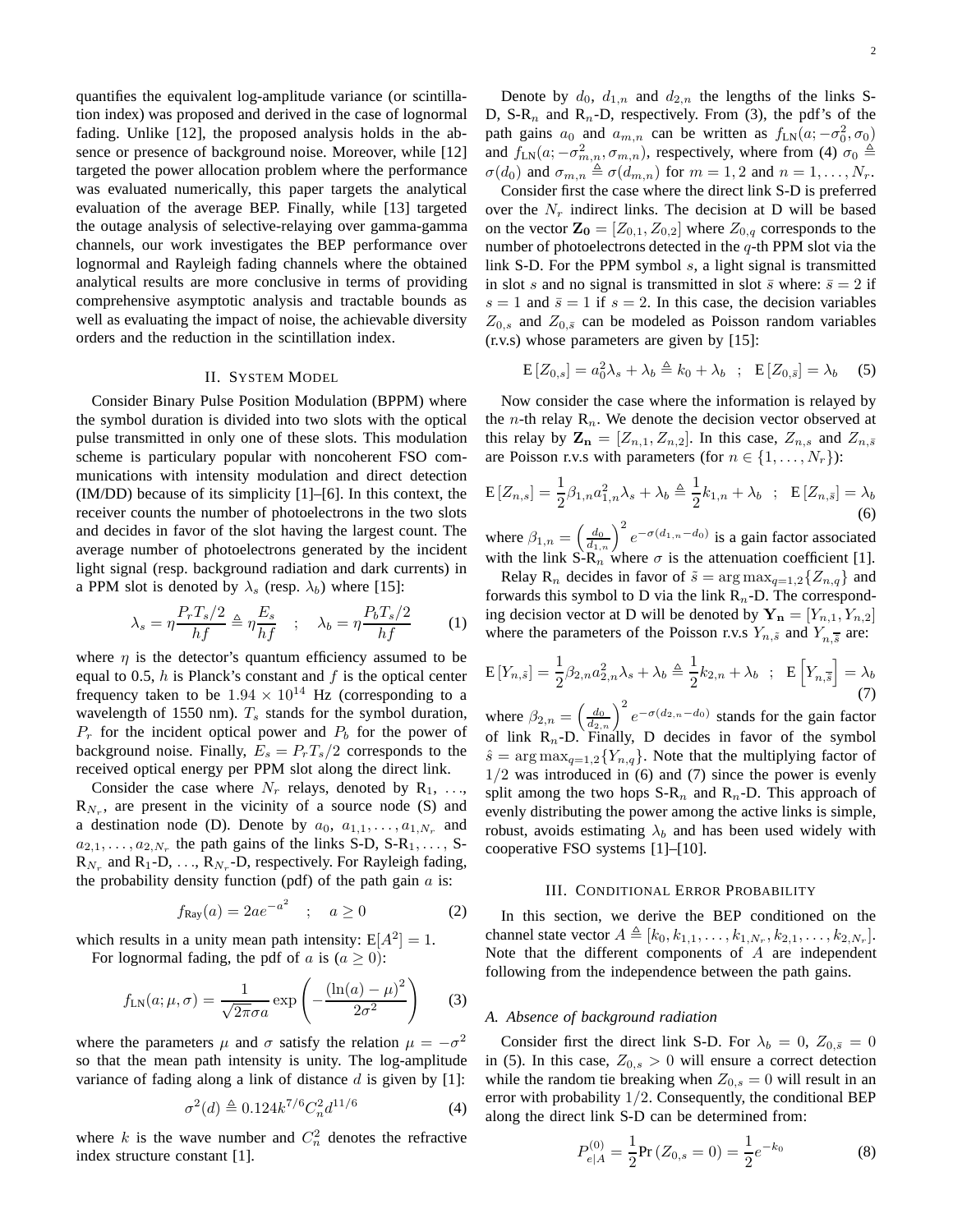quantifies the equivalent log-amplitude variance (or scintillation index) was proposed and derived in the case of lognormal fading. Unlike [12], the proposed analysis holds in the absence or presence of background noise. Moreover, while [12] targeted the power allocation problem where the performance was evaluated numerically, this paper targets the analytical evaluation of the average BEP. Finally, while [13] targeted the outage analysis of selective-relaying over gamma-gamma channels, our work investigates the BEP performance over lognormal and Rayleigh fading channels where the obtained analytical results are more conclusive in terms of providing comprehensive asymptotic analysis and tractable bounds as well as evaluating the impact of noise, the achievable diversity orders and the reduction in the scintillation index.

## II. System Model

Consider Binary Pulse Position Modulation (BPPM) where the symbol duration is divided into two slots with the optical pulse transmitted in only one of these slots. This modulation scheme is particulary popular with noncoherent FSO communications with intensity modulation and direct detection (IM/DD) because of its simplicity [1]–[6]. In this context, the receiver counts the number of photoelectrons in the two slots and decides in favor of the slot having the largest count. The average number of photoelectrons generated by the incident light signal (resp. background radiation and dark currents) in a PPM slot is denoted by $\lambda_s$ (resp. $\lambda_b$) where [15]:

$$\lambda_s = \eta \frac{P_r T_s/2}{hf} \triangleq \eta \frac{E_s}{hf} \quad ; \quad \lambda_b = \eta \frac{P_b T_s/2}{hf} \tag{1}$$

where $\eta$ is the detector's quantum efficiency assumed to be equal to 0.5, $h$ is Planck's constant and $f$ is the optical center frequency taken to be $1.94 \times 10^{14}$ Hz (corresponding to a wavelength of 1550 nm). $T_s$ stands for the symbol duration, $P_r$ for the incident optical power and $P_b$ for the power of background noise. Finally, $E_s = P_r T_s/2$ corresponds to the received optical energy per PPM slot along the direct link.

Consider the case where $N_r$ relays, denoted by $R_1, \ldots, R_{N_r}$, are present in the vicinity of a source node (S) and a destination node (D). Denote by $a_0$, $a_{1,1}, \ldots, a_{1,N_r}$ and $a_{2,1}, \ldots, a_{2,N_r}$ the path gains of the links S-D, S-$R_1$, …, S-$R_{N_r}$ and $R_1$-D, …, $R_{N_r}$-D, respectively. For Rayleigh fading, the probability density function (pdf) of the path gain $a$ is:

$$f_{\text{Ray}}(a) = 2ae^{-a^2} \quad ; \quad a \geq 0 \tag{2}$$

which results in a unity mean path intensity: $\mathrm{E}[A^2] = 1$.

For lognormal fading, the pdf of $a$ is ($a \geq 0$):

$$f_{\text{LN}}(a; \mu, \sigma) = \frac{1}{\sqrt{2\pi}\sigma a} \exp\left(-\frac{(\ln(a) - \mu)^2}{2\sigma^2}\right) \tag{3}$$

where the parameters $\mu$ and $\sigma$ satisfy the relation $\mu = -\sigma^2$ so that the mean path intensity is unity. The log-amplitude variance of fading along a link of distance $d$ is given by [1]:

$$\sigma^2(d) \triangleq 0.124 k^{7/6} C_n^2 d^{11/6} \tag{4}$$

where $k$ is the wave number and $C_n^2$ denotes the refractive index structure constant [1].

Denote by $d_0$, $d_{1,n}$ and $d_{2,n}$ the lengths of the links S-D, S-$R_n$ and $R_n$-D, respectively. From (3), the pdf's of the path gains $a_0$ and $a_{m,n}$ can be written as $f_{\text{LN}}(a; -\sigma_0^2, \sigma_0)$ and $f_{\text{LN}}(a; -\sigma_{m,n}^2, \sigma_{m,n})$, respectively, where from (4) $\sigma_0 \triangleq \sigma(d_0)$ and $\sigma_{m,n} \triangleq \sigma(d_{m,n})$ for $m = 1, 2$ and $n = 1, \ldots, N_r$.

Consider first the case where the direct link S-D is preferred over the $N_r$ indirect links. The decision at D will be based on the vector $\mathbf{Z_0} = [Z_{0,1}, Z_{0,2}]$ where $Z_{0,q}$ corresponds to the number of photoelectrons detected in the $q$-th PPM slot via the link S-D. For the PPM symbol $s$, a light signal is transmitted in slot $s$ and no signal is transmitted in slot $\bar{s}$ where: $\bar{s} = 2$ if $s = 1$ and $\bar{s} = 1$ if $s = 2$. In this case, the decision variables $Z_{0,s}$ and $Z_{0,\bar{s}}$ can be modeled as Poisson random variables (r.v.s) whose parameters are given by [15]:

$$\mathrm{E}\left[Z_{0,s}\right] = a_0^2 \lambda_s + \lambda_b \triangleq k_0 + \lambda_b \quad ; \quad \mathrm{E}\left[Z_{0,\bar{s}}\right] = \lambda_b \tag{5}$$

Now consider the case where the information is relayed by the $n$-th relay $R_n$. We denote the decision vector observed at this relay by $\mathbf{Z_n} = [Z_{n,1}, Z_{n,2}]$. In this case, $Z_{n,s}$ and $Z_{n,\bar{s}}$ are Poisson r.v.s with parameters (for $n \in \{1, \ldots, N_r\}$):

$$\mathrm{E}\left[Z_{n,s}\right] = \frac{1}{2}\beta_{1,n} a_{1,n}^2 \lambda_s + \lambda_b \triangleq \frac{1}{2} k_{1,n} + \lambda_b \quad ; \quad \mathrm{E}\left[Z_{n,\bar{s}}\right] = \lambda_b \tag{6}$$

where $\beta_{1,n} = \left(\frac{d_0}{d_{1,n}}\right)^2 e^{-\sigma(d_{1,n} - d_0)}$ is a gain factor associated with the link S-$R_n$ where $\sigma$ is the attenuation coefficient [1].

Relay $R_n$ decides in favor of $\tilde{s} = \arg\max_{q=1,2}\{Z_{n,q}\}$ and forwards this symbol to D via the link $R_n$-D. The corresponding decision vector at D will be denoted by $\mathbf{Y_n} = [Y_{n,1}, Y_{n,2}]$ where the parameters of the Poisson r.v.s $Y_{n,\tilde{s}}$ and $Y_{n,\bar{\tilde{s}}}$ are:

$$\mathrm{E}\left[Y_{n,\tilde{s}}\right] = \frac{1}{2}\beta_{2,n} a_{2,n}^2 \lambda_s + \lambda_b \triangleq \frac{1}{2} k_{2,n} + \lambda_b \quad ; \quad \mathrm{E}\left[Y_{n,\bar{\tilde{s}}}\right] = \lambda_b \tag{7}$$

where $\beta_{2,n} = \left(\frac{d_0}{d_{2,n}}\right)^2 e^{-\sigma(d_{2,n} - d_0)}$ stands for the gain factor of link $R_n$-D. Finally, D decides in favor of the symbol $\hat{s} = \arg\max_{q=1,2}\{Y_{n,q}\}$. Note that the multiplying factor of $1/2$ was introduced in (6) and (7) since the power is evenly split among the two hops S-$R_n$ and $R_n$-D. This approach of evenly distributing the power among the active links is simple, robust, avoids estimating $\lambda_b$ and has been used widely with cooperative FSO systems [1]–[10].

## III. Conditional Error Probability

In this section, we derive the BEP conditioned on the channel state vector $A \triangleq [k_0, k_{1,1}, \ldots, k_{1,N_r}, k_{2,1}, \ldots, k_{2,N_r}]$. Note that the different components of $A$ are independent following from the independence between the path gains.

### A. Absence of background radiation

Consider first the direct link S-D. For $\lambda_b = 0$, $Z_{0,\bar{s}} = 0$ in (5). In this case, $Z_{0,s} > 0$ will ensure a correct detection while the random tie breaking when $Z_{0,s} = 0$ will result in an error with probability $1/2$. Consequently, the conditional BEP along the direct link S-D can be determined from:

$$P_{e|A}^{(0)} = \frac{1}{2}\Pr\left(Z_{0,s} = 0\right) = \frac{1}{2} e^{-k_0} \tag{8}$$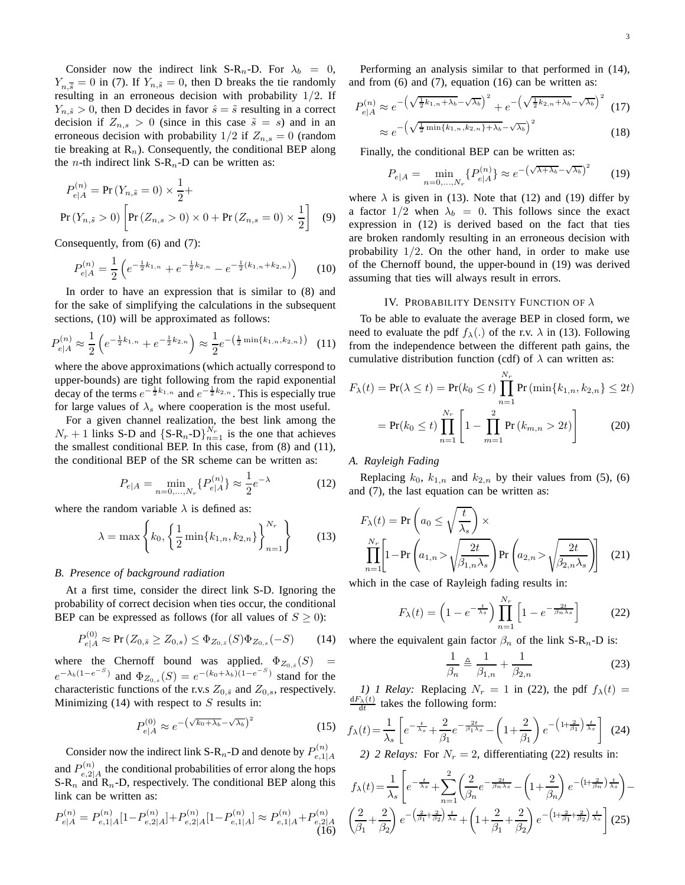Consider now the indirect link S-R$_n$-D. For $\lambda_b = 0$, $Y_{n,\bar{s}} = 0$ in (7). If $Y_{n,\tilde{s}} = 0$, then D breaks the tie randomly resulting in an erroneous decision with probability $1/2$. If $Y_{n,\tilde{s}} > 0$, then D decides in favor $\hat{s} = \tilde{s}$ resulting in a correct decision if $Z_{n,s} > 0$ (since in this case $\tilde{s} = s$) and in an erroneous decision with probability $1/2$ if $Z_{n,s} = 0$ (random tie breaking at R$_n$). Consequently, the conditional BEP along the $n$-th indirect link S-R$_n$-D can be written as:

$$P_{e|A}^{(n)} = \Pr\left(Y_{n,\tilde{s}} = 0\right) \times \frac{1}{2} + \Pr\left(Y_{n,\tilde{s}} > 0\right) \left[ \Pr\left(Z_{n,s} > 0\right) \times 0 + \Pr\left(Z_{n,s} = 0\right) \times \frac{1}{2} \right] \quad (9)$$

Consequently, from (6) and (7):

$$P_{e|A}^{(n)} = \frac{1}{2} \left( e^{-\frac{1}{2}k_{1,n}} + e^{-\frac{1}{2}k_{2,n}} - e^{-\frac{1}{2}(k_{1,n}+k_{2,n})} \right) \quad (10)$$

In order to have an expression that is similar to (8) and for the sake of simplifying the calculations in the subsequent sections, (10) will be approximated as follows:

$$P_{e|A}^{(n)} \approx \frac{1}{2} \left( e^{-\frac{1}{2}k_{1,n}} + e^{-\frac{1}{2}k_{2,n}} \right) \approx \frac{1}{2} e^{-\left(\frac{1}{2}\min\{k_{1,n},k_{2,n}\}\right)} \quad (11)$$

where the above approximations (which actually correspond to upper-bounds) are tight following from the rapid exponential decay of the terms $e^{-\frac{1}{2}k_{1,n}}$ and $e^{-\frac{1}{2}k_{2,n}}$. This is especially true for large values of $\lambda_s$ where cooperation is the most useful.

For a given channel realization, the best link among the $N_r + 1$ links S-D and $\{\text{S-R}_n\text{-D}\}_{n=1}^{N_r}$ is the one that achieves the smallest conditional BEP. In this case, from (8) and (11), the conditional BEP of the SR scheme can be written as:

$$P_{e|A} = \min_{n=0,\dots,N_r} \{P_{e|A}^{(n)}\} \approx \frac{1}{2} e^{-\lambda} \quad (12)$$

where the random variable $\lambda$ is defined as:

$$\lambda = \max \left\{ k_0, \left\{ \frac{1}{2} \min\{k_{1,n}, k_{2,n}\} \right\}_{n=1}^{N_r} \right\} \quad (13)$$

### B. Presence of background radiation

At a first time, consider the direct link S-D. Ignoring the probability of correct decision when ties occur, the conditional BEP can be expressed as follows (for all values of $S \geq 0$):

$$P_{e|A}^{(0)} \approx \Pr\left(Z_{0,\bar{s}} \geq Z_{0,s}\right) \leq \Phi_{Z_{0,\bar{s}}}(S) \Phi_{Z_{0,s}}(-S) \quad (14)$$

where the Chernoff bound was applied. $\Phi_{Z_{0,\bar{s}}}(S) = e^{-\lambda_b(1-e^{-S})}$ and $\Phi_{Z_{0,s}}(S) = e^{-(k_0+\lambda_b)(1-e^{-S})}$ stand for the characteristic functions of the r.v.s $Z_{0,\bar{s}}$ and $Z_{0,s}$, respectively. Minimizing (14) with respect to $S$ results in:

$$P_{e|A}^{(0)} \approx e^{-\left(\sqrt{k_0+\lambda_b} - \sqrt{\lambda_b}\right)^2} \quad (15)$$

Consider now the indirect link S-R$_n$-D and denote by $P_{e,1|A}^{(n)}$ and $P_{e,2|A}^{(n)}$ the conditional probabilities of error along the hops S-R$_n$ and R$_n$-D, respectively. The conditional BEP along this link can be written as:

$$P_{e|A}^{(n)} = P_{e,1|A}^{(n)}[1-P_{e,2|A}^{(n)}] + P_{e,2|A}^{(n)}[1-P_{e,1|A}^{(n)}] \approx P_{e,1|A}^{(n)} + P_{e,2|A}^{(n)} \quad (16)$$

Performing an analysis similar to that performed in (14), and from (6) and (7), equation (16) can be written as:

$$P_{e|A}^{(n)} \approx e^{-\left(\sqrt{\frac{1}{2}k_{1,n}+\lambda_b} - \sqrt{\lambda_b}\right)^2} + e^{-\left(\sqrt{\frac{1}{2}k_{2,n}+\lambda_b} - \sqrt{\lambda_b}\right)^2} \quad (17)$$

$$\approx e^{-\left(\sqrt{\frac{1}{2}\min\{k_{1,n},k_{2,n}\}+\lambda_b} - \sqrt{\lambda_b}\right)^2} \quad (18)$$

Finally, the conditional BEP can be written as:

$$P_{e|A} = \min_{n=0,\dots,N_r} \{P_{e|A}^{(n)}\} \approx e^{-\left(\sqrt{\lambda+\lambda_b} - \sqrt{\lambda_b}\right)^2} \quad (19)$$

where $\lambda$ is given in (13). Note that (12) and (19) differ by a factor $1/2$ when $\lambda_b = 0$. This follows since the exact expression in (12) is derived based on the fact that ties are broken randomly resulting in an erroneous decision with probability $1/2$. On the other hand, in order to make use of the Chernoff bound, the upper-bound in (19) was derived assuming that ties will always result in errors.

## IV. Probability Density Function of $\lambda$

To be able to evaluate the average BEP in closed form, we need to evaluate the pdf $f_\lambda(.)$ of the r.v. $\lambda$ in (13). Following from the independence between the different path gains, the cumulative distribution function (cdf) of $\lambda$ can written as:

$$F_\lambda(t) = \Pr(\lambda \leq t) = \Pr(k_0 \leq t) \prod_{n=1}^{N_r} \Pr\left(\min\{k_{1,n}, k_{2,n}\} \leq 2t\right)$$

$$= \Pr(k_0 \leq t) \prod_{n=1}^{N_r} \left[ 1 - \prod_{m=1}^{2} \Pr\left(k_{m,n} > 2t\right) \right] \quad (20)$$

### A. Rayleigh Fading

Replacing $k_0$, $k_{1,n}$ and $k_{2,n}$ by their values from (5), (6) and (7), the last equation can be written as:

$$F_\lambda(t) = \Pr\left(a_0 \leq \sqrt{\frac{t}{\lambda_s}}\right) \times \prod_{n=1}^{N_r} \left[ 1 - \Pr\left(a_{1,n} > \sqrt{\frac{2t}{\beta_{1,n}\lambda_s}}\right) \Pr\left(a_{2,n} > \sqrt{\frac{2t}{\beta_{2,n}\lambda_s}}\right) \right] \quad (21)$$

which in the case of Rayleigh fading results in:

$$F_\lambda(t) = \left(1 - e^{-\frac{t}{\lambda_s}}\right) \prod_{n=1}^{N_r} \left[ 1 - e^{-\frac{2t}{\beta_n \lambda_s}} \right] \quad (22)$$

where the equivalent gain factor $\beta_n$ of the link S-R$_n$-D is:

$$\frac{1}{\beta_n} \triangleq \frac{1}{\beta_{1,n}} + \frac{1}{\beta_{2,n}} \quad (23)$$

*1) 1 Relay:* Replacing $N_r = 1$ in (22), the pdf $f_\lambda(t) = \frac{\mathrm{d}F_\lambda(t)}{\mathrm{d}t}$ takes the following form:

$$f_\lambda(t) = \frac{1}{\lambda_s} \left[ e^{-\frac{t}{\lambda_s}} + \frac{2}{\beta_1} e^{-\frac{2t}{\beta_1 \lambda_s}} - \left(1 + \frac{2}{\beta_1}\right) e^{-\left(1+\frac{2}{\beta_1}\right)\frac{t}{\lambda_s}} \right] \quad (24)$$

*2) 2 Relays:* For $N_r = 2$, differentiating (22) results in:

$$f_\lambda(t) = \frac{1}{\lambda_s} \left[ e^{-\frac{t}{\lambda_s}} + \sum_{n=1}^{2} \left( \frac{2}{\beta_n} e^{-\frac{2t}{\beta_n \lambda_s}} - \left(1 + \frac{2}{\beta_n}\right) e^{-\left(1+\frac{2}{\beta_n}\right)\frac{t}{\lambda_s}} \right) - \left(\frac{2}{\beta_1} + \frac{2}{\beta_2}\right) e^{-\left(\frac{2}{\beta_1}+\frac{2}{\beta_2}\right)\frac{t}{\lambda_s}} + \left(1 + \frac{2}{\beta_1} + \frac{2}{\beta_2}\right) e^{-\left(1+\frac{2}{\beta_1}+\frac{2}{\beta_2}\right)\frac{t}{\lambda_s}} \right] \quad (25)$$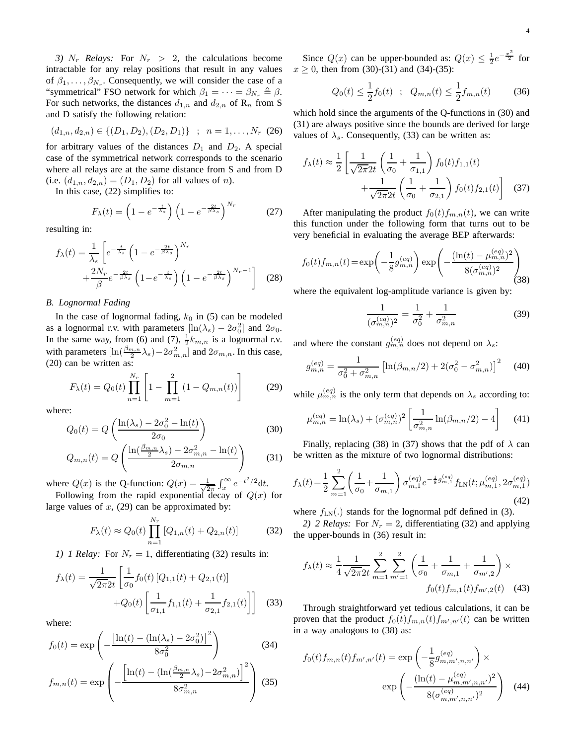*3) $N_r$ Relays:* For $N_r > 2$, the calculations become intractable for any relay positions that result in any values of $\beta_1, \dots, \beta_{N_r}$. Consequently, we will consider the case of a "symmetrical" FSO network for which $\beta_1 = \dots = \beta_{N_r} \triangleq \beta$. For such networks, the distances $d_{1,n}$ and $d_{2,n}$ of $\text{R}_n$ from S and D satisfy the following relation:

$$(d_{1,n}, d_{2,n}) \in \{(D_1, D_2), (D_2, D_1)\} \quad ; \quad n = 1, \dots, N_r \quad (26)$$

for arbitrary values of the distances $D_1$ and $D_2$. A special case of the symmetrical network corresponds to the scenario where all relays are at the same distance from S and from D (i.e. $(d_{1,n}, d_{2,n}) = (D_1, D_2)$ for all values of $n$).

In this case, (22) simplifies to:

$$F_\lambda(t) = \left(1 - e^{-\frac{t}{\lambda_s}}\right)\left(1 - e^{-\frac{2t}{\beta \lambda_s}}\right)^{N_r} \quad (27)$$

resulting in:

$$f_\lambda(t) = \frac{1}{\lambda_s}\left[e^{-\frac{t}{\lambda_s}}\left(1 - e^{-\frac{2t}{\beta\lambda_s}}\right)^{N_r} + \frac{2N_r}{\beta} e^{-\frac{2t}{\beta\lambda_s}}\left(1 - e^{-\frac{t}{\lambda_s}}\right)\left(1 - e^{-\frac{2t}{\beta\lambda_s}}\right)^{N_r - 1}\right] \quad (28)$$

### B. Lognormal Fading

In the case of lognormal fading, $k_0$ in (5) can be modeled as a lognormal r.v. with parameters $[\ln(\lambda_s) - 2\sigma_0^2]$ and $2\sigma_0$. In the same way, from (6) and (7), $\frac{1}{2}k_{m,n}$ is a lognormal r.v. with parameters $[\ln(\frac{\beta_{m,n}}{2}\lambda_s) - 2\sigma_{m,n}^2]$ and $2\sigma_{m,n}$. In this case, (20) can be written as:

$$F_\lambda(t) = Q_0(t) \prod_{n=1}^{N_r}\left[1 - \prod_{m=1}^{2}\left(1 - Q_{m,n}(t)\right)\right] \quad (29)$$

where:

$$Q_0(t) = Q\left(\frac{\ln(\lambda_s) - 2\sigma_0^2 - \ln(t)}{2\sigma_0}\right) \quad (30)$$

$$Q_{m,n}(t) = Q\left(\frac{\ln(\frac{\beta_{m,n}}{2}\lambda_s) - 2\sigma_{m,n}^2 - \ln(t)}{2\sigma_{m,n}}\right) \quad (31)$$

where $Q(x)$ is the Q-function: $Q(x) = \frac{1}{\sqrt{2\pi}}\int_x^\infty e^{-t^2/2}\text{d}t$.

Following from the rapid exponential decay of $Q(x)$ for large values of $x$, (29) can be approximated by:

$$F_\lambda(t) \approx Q_0(t) \prod_{n=1}^{N_r}\left[Q_{1,n}(t) + Q_{2,n}(t)\right] \quad (32)$$

*1) 1 Relay:* For $N_r = 1$, differentiating (32) results in:

$$f_\lambda(t) = \frac{1}{\sqrt{2\pi}2t}\left[\frac{1}{\sigma_0}f_0(t)\left[Q_{1,1}(t) + Q_{2,1}(t)\right] + Q_0(t)\left[\frac{1}{\sigma_{1,1}}f_{1,1}(t) + \frac{1}{\sigma_{2,1}}f_{2,1}(t)\right]\right] \quad (33)$$

where:

$$f_0(t) = \exp\left(-\frac{\left[\ln(t) - (\ln(\lambda_s) - 2\sigma_0^2)\right]^2}{8\sigma_0^2}\right) \quad (34)$$

$$f_{m,n}(t) = \exp\left(-\frac{\left[\ln(t) - (\ln(\frac{\beta_{m,n}}{2}\lambda_s) - 2\sigma_{m,n}^2)\right]^2}{8\sigma_{m,n}^2}\right) \quad (35)$$

Since $Q(x)$ can be upper-bounded as: $Q(x) \leq \frac{1}{2}e^{-\frac{x^2}{2}}$ for $x \geq 0$, then from (30)-(31) and (34)-(35):

$$Q_0(t) \leq \frac{1}{2}f_0(t) \quad ; \quad Q_{m,n}(t) \leq \frac{1}{2}f_{m,n}(t) \quad (36)$$

which hold since the arguments of the Q-functions in (30) and (31) are always positive since the bounds are derived for large values of $\lambda_s$. Consequently, (33) can be written as:

$$f_\lambda(t) \approx \frac{1}{2}\left[\frac{1}{\sqrt{2\pi}2t}\left(\frac{1}{\sigma_0} + \frac{1}{\sigma_{1,1}}\right)f_0(t)f_{1,1}(t) + \frac{1}{\sqrt{2\pi}2t}\left(\frac{1}{\sigma_0} + \frac{1}{\sigma_{2,1}}\right)f_0(t)f_{2,1}(t)\right] \quad (37)$$

After manipulating the product $f_0(t)f_{m,n}(t)$, we can write this function under the following form that turns out to be very beneficial in evaluating the average BEP afterwards:

$$f_0(t)f_{m,n}(t) = \exp\left(-\frac{1}{8}g_{m,n}^{(eq)}\right)\exp\left(-\frac{(\ln(t) - \mu_{m,n}^{(eq)})^2}{8(\sigma_{m,n}^{(eq)})^2}\right) \quad (38)$$

where the equivalent log-amplitude variance is given by:

$$\frac{1}{(\sigma_{m,n}^{(eq)})^2} = \frac{1}{\sigma_0^2} + \frac{1}{\sigma_{m,n}^2} \quad (39)$$

and where the constant $g_{m,n}^{(eq)}$ does not depend on $\lambda_s$:

$$g_{m,n}^{(eq)} = \frac{1}{\sigma_0^2 + \sigma_{m,n}^2}\left[\ln(\beta_{m,n}/2) + 2(\sigma_0^2 - \sigma_{m,n}^2)\right]^2 \quad (40)$$

while $\mu_{m,n}^{(eq)}$ is the only term that depends on $\lambda_s$ according to:

$$\mu_{m,n}^{(eq)} = \ln(\lambda_s) + (\sigma_{m,n}^{(eq)})^2\left[\frac{1}{\sigma_{m,n}^2}\ln(\beta_{m,n}/2) - 4\right] \quad (41)$$

Finally, replacing (38) in (37) shows that the pdf of $\lambda$ can be written as the mixture of two lognormal distributions:

$$f_\lambda(t) = \frac{1}{2}\sum_{m=1}^{2}\left(\frac{1}{\sigma_0} + \frac{1}{\sigma_{m,1}}\right)\sigma_{m,1}^{(eq)}e^{-\frac{1}{8}g_{m,1}^{(eq)}}f_{\text{LN}}(t; \mu_{m,1}^{(eq)}, 2\sigma_{m,1}^{(eq)}) \quad (42)$$

where $f_{\text{LN}}(.)$ stands for the lognormal pdf defined in (3).

*2) 2 Relays:* For $N_r = 2$, differentiating (32) and applying the upper-bounds in (36) result in:

$$f_\lambda(t) \approx \frac{1}{4}\frac{1}{\sqrt{2\pi}2t}\sum_{m=1}^{2}\sum_{m'=1}^{2}\left(\frac{1}{\sigma_0} + \frac{1}{\sigma_{m,1}} + \frac{1}{\sigma_{m',2}}\right) \times f_0(t)f_{m,1}(t)f_{m',2}(t) \quad (43)$$

Through straightforward yet tedious calculations, it can be proven that the product $f_0(t)f_{m,n}(t)f_{m',n'}(t)$ can be written in a way analogous to (38) as:

$$f_0(t)f_{m,n}(t)f_{m',n'}(t) = \exp\left(-\frac{1}{8}g_{m,m',n,n'}^{(eq)}\right) \times \exp\left(-\frac{(\ln(t) - \mu_{m,m',n,n'}^{(eq)})^2}{8(\sigma_{m,m',n,n'}^{(eq)})^2}\right) \quad (44)$$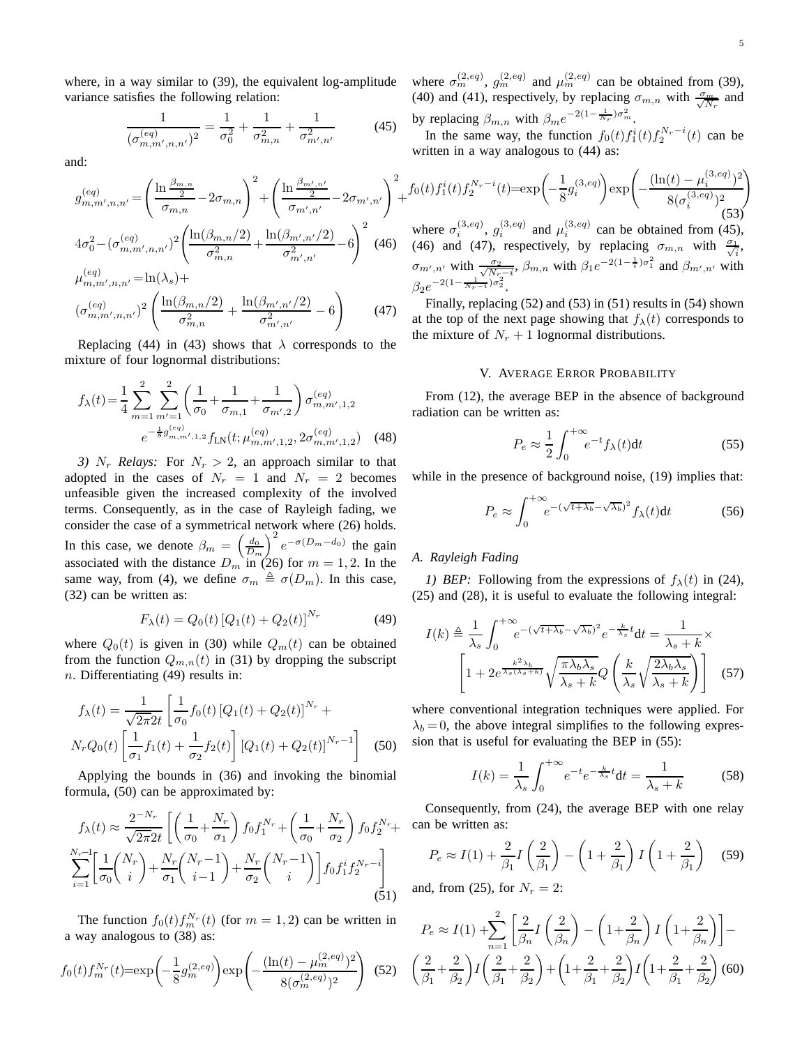where, in a way similar to (39), the equivalent log-amplitude variance satisfies the following relation:

$$\frac{1}{(\sigma_{m,m',n,n'}^{(eq)})^2} = \frac{1}{\sigma_0^2} + \frac{1}{\sigma_{m,n}^2} + \frac{1}{\sigma_{m',n'}^2} \tag{45}$$

and:

$$g_{m,m',n,n'}^{(eq)} = \left(\frac{\ln\frac{\beta_{m,n}}{2}}{\sigma_{m,n}} - 2\sigma_{m,n}\right)^2 + \left(\frac{\ln\frac{\beta_{m',n'}}{2}}{\sigma_{m',n'}} - 2\sigma_{m',n'}\right)^2 + 4\sigma_0^2 - (\sigma_{m,m',n,n'}^{(eq)})^2\left(\frac{\ln(\beta_{m,n}/2)}{\sigma_{m,n}^2} + \frac{\ln(\beta_{m',n'}/2)}{\sigma_{m',n'}^2} - 6\right)^2 \tag{46}$$

$$\mu_{m,m',n,n'}^{(eq)} = \ln(\lambda_s) + (\sigma_{m,m',n,n'}^{(eq)})^2\left(\frac{\ln(\beta_{m,n}/2)}{\sigma_{m,n}^2} + \frac{\ln(\beta_{m',n'}/2)}{\sigma_{m',n'}^2} - 6\right) \tag{47}$$

Replacing (44) in (43) shows that $\lambda$ corresponds to the mixture of four lognormal distributions:

$$f_\lambda(t) = \frac{1}{4}\sum_{m=1}^{2}\sum_{m'=1}^{2}\left(\frac{1}{\sigma_0} + \frac{1}{\sigma_{m,1}} + \frac{1}{\sigma_{m',2}}\right)\sigma_{m,m',1,2}^{(eq)} e^{-\frac{1}{8}g_{m,m',1,2}^{(eq)}} f_{\text{LN}}(t;\mu_{m,m',1,2}^{(eq)}, 2\sigma_{m,m',1,2}^{(eq)}) \tag{48}$$

*3) $N_r$ Relays:* For $N_r > 2$, an approach similar to that adopted in the cases of $N_r = 1$ and $N_r = 2$ becomes unfeasible given the increased complexity of the involved terms. Consequently, as in the case of Rayleigh fading, we consider the case of a symmetrical network where (26) holds. In this case, we denote $\beta_m = \left(\frac{d_0}{D_m}\right)^2 e^{-\sigma(D_m - d_0)}$ the gain associated with the distance $D_m$ in (26) for $m = 1, 2$. In the same way, from (4), we define $\sigma_m \triangleq \sigma(D_m)$. In this case, (32) can be written as:

$$F_\lambda(t) = Q_0(t)\left[Q_1(t) + Q_2(t)\right]^{N_r} \tag{49}$$

where $Q_0(t)$ is given in (30) while $Q_m(t)$ can be obtained from the function $Q_{m,n}(t)$ in (31) by dropping the subscript $n$. Differentiating (49) results in:

$$f_\lambda(t) = \frac{1}{\sqrt{2\pi}2t}\left[\frac{1}{\sigma_0}f_0(t)\left[Q_1(t)+Q_2(t)\right]^{N_r} + N_r Q_0(t)\left[\frac{1}{\sigma_1}f_1(t) + \frac{1}{\sigma_2}f_2(t)\right]\left[Q_1(t)+Q_2(t)\right]^{N_r-1}\right] \tag{50}$$

Applying the bounds in (36) and invoking the binomial formula, (50) can be approximated by:

$$f_\lambda(t) \approx \frac{2^{-N_r}}{\sqrt{2\pi}2t}\left[\left(\frac{1}{\sigma_0} + \frac{N_r}{\sigma_1}\right)f_0 f_1^{N_r} + \left(\frac{1}{\sigma_0} + \frac{N_r}{\sigma_2}\right)f_0 f_2^{N_r} + \sum_{i=1}^{N_r-1}\left[\frac{1}{\sigma_0}\binom{N_r}{i} + \frac{N_r}{\sigma_1}\binom{N_r-1}{i-1} + \frac{N_r}{\sigma_2}\binom{N_r-1}{i}\right] f_0 f_1^i f_2^{N_r-i}\right] \tag{51}$$

The function $f_0(t)f_m^{N_r}(t)$ (for $m = 1, 2$) can be written in a way analogous to (38) as:

$$f_0(t)f_m^{N_r}(t) = \exp\left(-\frac{1}{8}g_m^{(2,eq)}\right)\exp\left(-\frac{(\ln(t) - \mu_m^{(2,eq)})^2}{8(\sigma_m^{(2,eq)})^2}\right) \tag{52}$$

where $\sigma_m^{(2,eq)}$, $g_m^{(2,eq)}$ and $\mu_m^{(2,eq)}$ can be obtained from (39), (40) and (41), respectively, by replacing $\sigma_{m,n}$ with $\frac{\sigma_m}{\sqrt{N_r}}$ and by replacing $\beta_{m,n}$ with $\beta_m e^{-2(1-\frac{1}{N_r})\sigma_m^2}$.

In the same way, the function $f_0(t)f_1^i(t)f_2^{N_r-i}(t)$ can be written in a way analogous to (44) as:

$$f_0(t)f_1^i(t)f_2^{N_r-i}(t) = \exp\left(-\frac{1}{8}g_i^{(3,eq)}\right)\exp\left(-\frac{(\ln(t) - \mu_i^{(3,eq)})^2}{8(\sigma_i^{(3,eq)})^2}\right) \tag{53}$$

where $\sigma_i^{(3,eq)}$, $g_i^{(3,eq)}$ and $\mu_i^{(3,eq)}$ can be obtained from (45), (46) and (47), respectively, by replacing $\sigma_{m,n}$ with $\frac{\sigma_1}{\sqrt{i}}$, $\sigma_{m',n'}$ with $\frac{\sigma_2}{\sqrt{N_r - i}}$, $\beta_{m,n}$ with $\beta_1 e^{-2(1-\frac{1}{i})\sigma_1^2}$ and $\beta_{m',n'}$ with $\beta_2 e^{-2(1-\frac{1}{N_r - i})\sigma_2^2}$.

Finally, replacing (52) and (53) in (51) results in (54) shown at the top of the next page showing that $f_\lambda(t)$ corresponds to the mixture of $N_r + 1$ lognormal distributions.

## V. Average Error Probability

From (12), the average BEP in the absence of background radiation can be written as:

$$P_e \approx \frac{1}{2}\int_0^{+\infty} e^{-t} f_\lambda(t)\mathrm{d}t \tag{55}$$

while in the presence of background noise, (19) implies that:

$$P_e \approx \int_0^{+\infty} e^{-(\sqrt{t+\lambda_b} - \sqrt{\lambda_b})^2} f_\lambda(t)\mathrm{d}t \tag{56}$$

### A. Rayleigh Fading

*1) BEP:* Following from the expressions of $f_\lambda(t)$ in (24), (25) and (28), it is useful to evaluate the following integral:

$$I(k) \triangleq \frac{1}{\lambda_s}\int_0^{+\infty} e^{-(\sqrt{t+\lambda_b} - \sqrt{\lambda_b})^2} e^{-\frac{k}{\lambda_s}t}\mathrm{d}t = \frac{1}{\lambda_s + k}\times\left[1 + 2e^{\frac{k^2\lambda_b}{\lambda_s(\lambda_s+k)}}\sqrt{\frac{\pi\lambda_b\lambda_s}{\lambda_s + k}}Q\left(\frac{k}{\lambda_s}\sqrt{\frac{2\lambda_b\lambda_s}{\lambda_s + k}}\right)\right] \tag{57}$$

where conventional integration techniques were applied. For $\lambda_b = 0$, the above integral simplifies to the following expression that is useful for evaluating the BEP in (55):

$$I(k) = \frac{1}{\lambda_s}\int_0^{+\infty} e^{-t} e^{-\frac{k}{\lambda_s}t}\mathrm{d}t = \frac{1}{\lambda_s + k} \tag{58}$$

Consequently, from (24), the average BEP with one relay can be written as:

$$P_e \approx I(1) + \frac{2}{\beta_1}I\left(\frac{2}{\beta_1}\right) - \left(1 + \frac{2}{\beta_1}\right)I\left(1 + \frac{2}{\beta_1}\right) \tag{59}$$

and, from (25), for $N_r = 2$:

$$P_e \approx I(1) + \sum_{n=1}^{2}\left[\frac{2}{\beta_n}I\left(\frac{2}{\beta_n}\right) - \left(1 + \frac{2}{\beta_n}\right)I\left(1 + \frac{2}{\beta_n}\right)\right] - \left(\frac{2}{\beta_1} + \frac{2}{\beta_2}\right)I\left(\frac{2}{\beta_1} + \frac{2}{\beta_2}\right) + \left(1 + \frac{2}{\beta_1} + \frac{2}{\beta_2}\right)I\left(1 + \frac{2}{\beta_1} + \frac{2}{\beta_2}\right) \tag{60}$$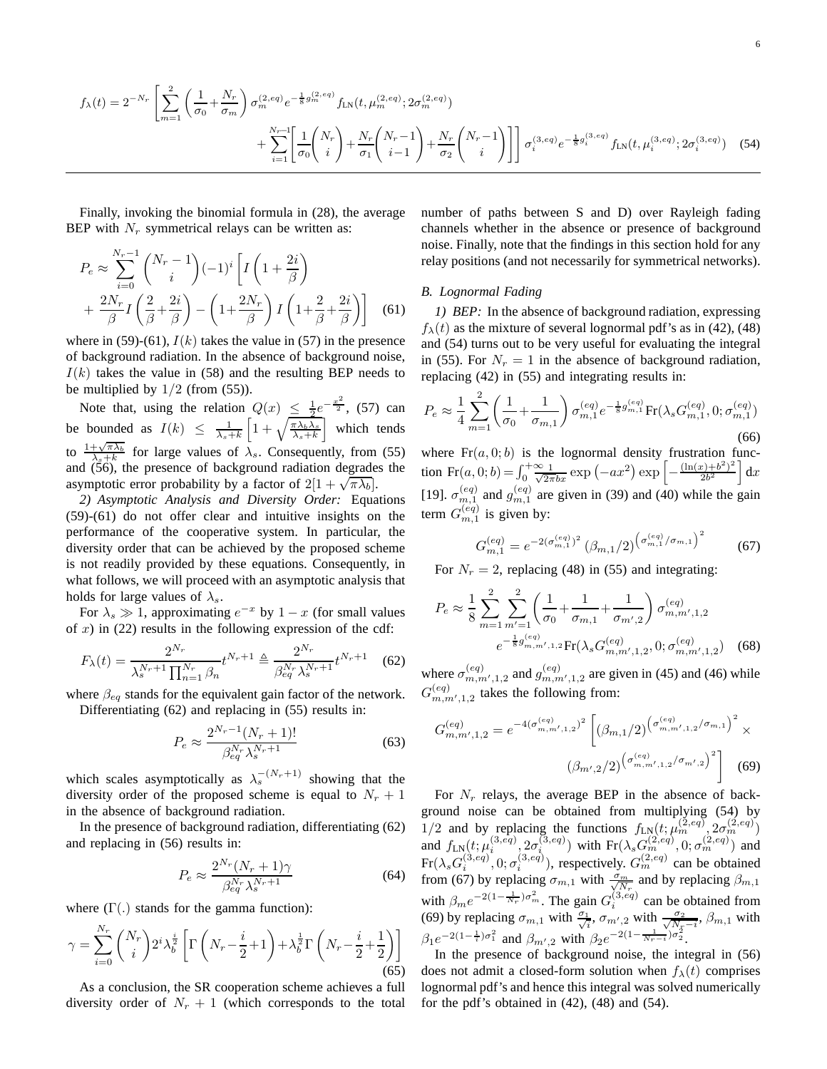$$f_\lambda(t) = 2^{-N_r}\left[\sum_{m=1}^{2}\left(\frac{1}{\sigma_0}+\frac{N_r}{\sigma_m}\right)\sigma_m^{(2,eq)}e^{-\frac{1}{8}g_m^{(2,eq)}}f_{\rm LN}(t,\mu_m^{(2,eq)};2\sigma_m^{(2,eq)}) + \sum_{i=1}^{N_r-1}\left[\frac{1}{\sigma_0}\binom{N_r}{i}+\frac{N_r}{\sigma_1}\binom{N_r-1}{i-1}+\frac{N_r}{\sigma_2}\binom{N_r-1}{i}\right]\right]\sigma_i^{(3,eq)}e^{-\frac{1}{8}g_i^{(3,eq)}}f_{\rm LN}(t,\mu_i^{(3,eq)};2\sigma_i^{(3,eq)}) \quad (54)$$

Finally, invoking the binomial formula in (28), the average BEP with $N_r$ symmetrical relays can be written as:

$$P_e \approx \sum_{i=0}^{N_r-1}\binom{N_r-1}{i}(-1)^i\left[I\left(1+\frac{2i}{\beta}\right) + \frac{2N_r}{\beta}I\left(\frac{2}{\beta}+\frac{2i}{\beta}\right)-\left(1+\frac{2N_r}{\beta}\right)I\left(1+\frac{2}{\beta}+\frac{2i}{\beta}\right)\right] \quad (61)$$

where in (59)-(61), $I(k)$ takes the value in (57) in the presence of background radiation. In the absence of background noise, $I(k)$ takes the value in (58) and the resulting BEP needs to be multiplied by $1/2$ (from (55)).

Note that, using the relation $Q(x) \leq \frac{1}{2}e^{-\frac{x^2}{2}}$, (57) can be bounded as $I(k) \leq \frac{1}{\lambda_s+k}\left[1+\sqrt{\frac{\pi\lambda_b\lambda_s}{\lambda_s+k}}\right]$ which tends to $\frac{1+\sqrt{\pi\lambda_b}}{\lambda_s+k}$ for large values of $\lambda_s$. Consequently, from (55) and (56), the presence of background radiation degrades the asymptotic error probability by a factor of $2[1+\sqrt{\pi\lambda_b}]$.

*2) Asymptotic Analysis and Diversity Order:* Equations (59)-(61) do not offer clear and intuitive insights on the performance of the cooperative system. In particular, the diversity order that can be achieved by the proposed scheme is not readily provided by these equations. Consequently, in what follows, we will proceed with an asymptotic analysis that holds for large values of $\lambda_s$.

For $\lambda_s \gg 1$, approximating $e^{-x}$ by $1-x$ (for small values of $x$) in (22) results in the following expression of the cdf:

$$F_\lambda(t) = \frac{2^{N_r}}{\lambda_s^{N_r+1}\prod_{n=1}^{N_r}\beta_n}t^{N_r+1} \triangleq \frac{2^{N_r}}{\beta_{eq}^{N_r}\lambda_s^{N_r+1}}t^{N_r+1} \quad (62)$$

where $\beta_{eq}$ stands for the equivalent gain factor of the network.

Differentiating (62) and replacing in (55) results in:

$$P_e \approx \frac{2^{N_r-1}(N_r+1)!}{\beta_{eq}^{N_r}\lambda_s^{N_r+1}} \quad (63)$$

which scales asymptotically as $\lambda_s^{-(N_r+1)}$ showing that the diversity order of the proposed scheme is equal to $N_r+1$ in the absence of background radiation.

In the presence of background radiation, differentiating (62) and replacing in (56) results in:

$$P_e \approx \frac{2^{N_r}(N_r+1)\gamma}{\beta_{eq}^{N_r}\lambda_s^{N_r+1}} \quad (64)$$

where ($\Gamma(.)$ stands for the gamma function):

$$\gamma = \sum_{i=0}^{N_r}\binom{N_r}{i}2^i\lambda_b^{\frac{i}{2}}\left[\Gamma\left(N_r-\frac{i}{2}+1\right)+\lambda_b^{\frac{1}{2}}\Gamma\left(N_r-\frac{i}{2}+\frac{1}{2}\right)\right] \quad (65)$$

As a conclusion, the SR cooperation scheme achieves a full diversity order of $N_r+1$ (which corresponds to the total number of paths between S and D) over Rayleigh fading channels whether in the absence or presence of background noise. Finally, note that the findings in this section hold for any relay positions (and not necessarily for symmetrical networks).

### *B. Lognormal Fading*

*1) BEP:* In the absence of background radiation, expressing $f_\lambda(t)$ as the mixture of several lognormal pdf's as in (42), (48) and (54) turns out to be very useful for evaluating the integral in (55). For $N_r = 1$ in the absence of background radiation, replacing (42) in (55) and integrating results in:

$$P_e \approx \frac{1}{4}\sum_{m=1}^{2}\left(\frac{1}{\sigma_0}+\frac{1}{\sigma_{m,1}}\right)\sigma_{m,1}^{(eq)}e^{-\frac{1}{8}g_{m,1}^{(eq)}}{\rm Fr}(\lambda_s G_{m,1}^{(eq)},0;\sigma_{m,1}^{(eq)}) \quad (66)$$

where ${\rm Fr}(a,0;b)$ is the lognormal density frustration function ${\rm Fr}(a,0;b) = \int_0^{+\infty}\frac{1}{\sqrt{2\pi}bx}\exp\left(-ax^2\right)\exp\left[-\frac{(\ln(x)+b^2)^2}{2b^2}\right]{\rm d}x$ [19]. $\sigma_{m,1}^{(eq)}$ and $g_{m,1}^{(eq)}$ are given in (39) and (40) while the gain term $G_{m,1}^{(eq)}$ is given by:

$$G_{m,1}^{(eq)} = e^{-2(\sigma_{m,1}^{(eq)})^2}\,(\beta_{m,1}/2)^{\left(\sigma_{m,1}^{(eq)}/\sigma_{m,1}\right)^2} \quad (67)$$

For $N_r = 2$, replacing (48) in (55) and integrating:

$$P_e \approx \frac{1}{8}\sum_{m=1}^{2}\sum_{m'=1}^{2}\left(\frac{1}{\sigma_0}+\frac{1}{\sigma_{m,1}}+\frac{1}{\sigma_{m',2}}\right)\sigma_{m,m',1,2}^{(eq)} e^{-\frac{1}{8}g_{m,m',1,2}^{(eq)}}{\rm Fr}(\lambda_s G_{m,m',1,2}^{(eq)},0;\sigma_{m,m',1,2}^{(eq)}) \quad (68)$$

where $\sigma_{m,m',1,2}^{(eq)}$ and $g_{m,m',1,2}^{(eq)}$ are given in (45) and (46) while $G_{m,m',1,2}^{(eq)}$ takes the following from:

$$G_{m,m',1,2}^{(eq)} = e^{-4(\sigma_{m,m',1,2}^{(eq)})^2}\left[(\beta_{m,1}/2)^{\left(\sigma_{m,m',1,2}^{(eq)}/\sigma_{m,1}\right)^2}\times (\beta_{m',2}/2)^{\left(\sigma_{m,m',1,2}^{(eq)}/\sigma_{m',2}\right)^2}\right] \quad (69)$$

For $N_r$ relays, the average BEP in the absence of background noise can be obtained from multiplying (54) by $1/2$ and by replacing the functions $f_{\rm LN}(t;\mu_m^{(2,eq)},2\sigma_m^{(2,eq)})$ and $f_{\rm LN}(t;\mu_i^{(3,eq)},2\sigma_i^{(3,eq)})$ with ${\rm Fr}(\lambda_s G_m^{(2,eq)},0;\sigma_m^{(2,eq)})$ and ${\rm Fr}(\lambda_s G_i^{(3,eq)},0;\sigma_i^{(3,eq)})$, respectively. $G_m^{(2,eq)}$ can be obtained from (67) by replacing $\sigma_{m,1}$ with $\frac{\sigma_m}{\sqrt{N_r}}$ and by replacing $\beta_{m,1}$ with $\beta_m e^{-2(1-\frac{1}{N_r})\sigma_m^2}$. The gain $G_i^{(3,eq)}$ can be obtained from (69) by replacing $\sigma_{m,1}$ with $\frac{\sigma_1}{\sqrt{i}}$, $\sigma_{m',2}$ with $\frac{\sigma_2}{\sqrt{N_r-i}}$, $\beta_{m,1}$ with $\beta_1 e^{-2(1-\frac{1}{i})\sigma_1^2}$ and $\beta_{m',2}$ with $\beta_2 e^{-2(1-\frac{1}{N_r-i})\sigma_2^2}$.

In the presence of background noise, the integral in (56) does not admit a closed-form solution when $f_\lambda(t)$ comprises lognormal pdf's and hence this integral was solved numerically for the pdf's obtained in (42), (48) and (54).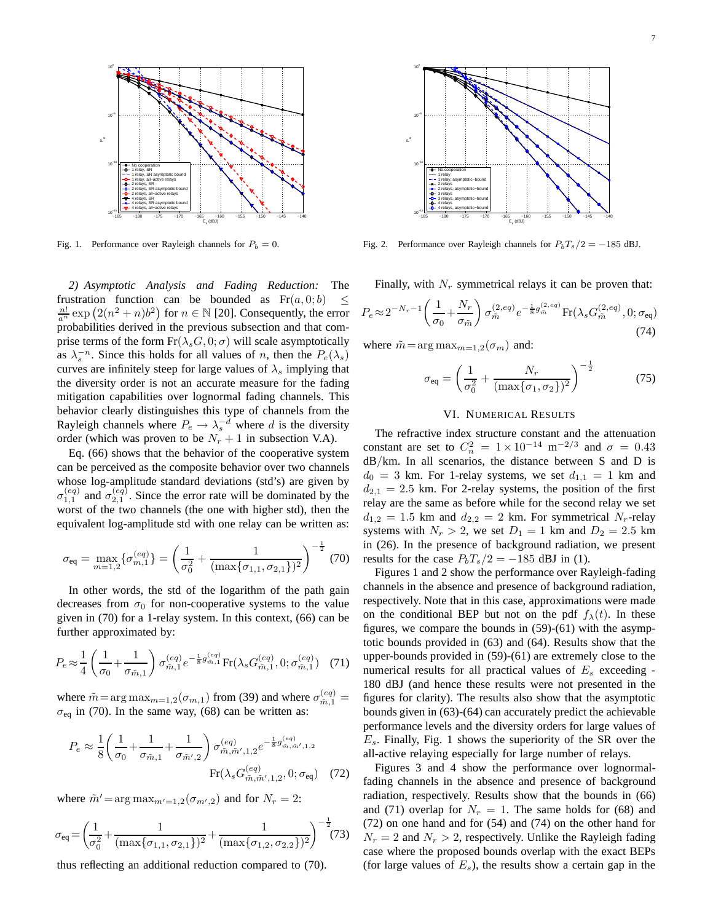Fig. 1. Performance over Rayleigh channels for $P_b = 0$.

Fig. 2. Performance over Rayleigh channels for $P_b T_s/2 = -185$ dBJ.

*2) Asymptotic Analysis and Fading Reduction:* The frustration function can be bounded as $\text{Fr}(a, 0; b) \leq \frac{n!}{a^n} \exp\left(2(n^2+n)b^2\right)$ for $n \in \mathbb{N}$ [20]. Consequently, the error probabilities derived in the previous subsection and that comprise terms of the form $\text{Fr}(\lambda_s G, 0; \sigma)$ will scale asymptotically as $\lambda_s^{-n}$. Since this holds for all values of $n$, then the $P_e(\lambda_s)$ curves are infinitely steep for large values of $\lambda_s$ implying that the diversity order is not an accurate measure for the fading mitigation capabilities over lognormal fading channels. This behavior clearly distinguishes this type of channels from the Rayleigh channels where $P_e \rightarrow \lambda_s^{-d}$ where $d$ is the diversity order (which was proven to be $N_r + 1$ in subsection V.A).

Eq. (66) shows that the behavior of the cooperative system can be perceived as the composite behavior over two channels whose log-amplitude standard deviations (std's) are given by $\sigma_{1,1}^{(eq)}$ and $\sigma_{2,1}^{(eq)}$. Since the error rate will be dominated by the worst of the two channels (the one with higher std), then the equivalent log-amplitude std with one relay can be written as:

$$\sigma_{\text{eq}} = \max_{m=1,2}\{\sigma_{m,1}^{(eq)}\} = \left(\frac{1}{\sigma_0^2} + \frac{1}{(\max\{\sigma_{1,1}, \sigma_{2,1}\})^2}\right)^{-\frac{1}{2}} \quad (70)$$

In other words, the std of the logarithm of the path gain decreases from $\sigma_0$ for non-cooperative systems to the value given in (70) for a 1-relay system. In this context, (66) can be further approximated by:

$$P_e \approx \frac{1}{4}\left(\frac{1}{\sigma_0} + \frac{1}{\sigma_{\tilde{m},1}}\right) \sigma_{\tilde{m},1}^{(eq)} e^{-\frac{1}{8} g_{\tilde{m},1}^{(eq)}} \text{Fr}(\lambda_s G_{\tilde{m},1}^{(eq)}, 0; \sigma_{\tilde{m},1}^{(eq)}) \quad (71)$$

where $\tilde{m} = \arg\max_{m=1,2}(\sigma_{m,1})$ from (39) and where $\sigma_{\tilde{m},1}^{(eq)} = \sigma_{\text{eq}}$ in (70). In the same way, (68) can be written as:

$$P_e \approx \frac{1}{8}\left(\frac{1}{\sigma_0} + \frac{1}{\sigma_{\tilde{m},1}} + \frac{1}{\sigma_{\tilde{m}',2}}\right) \sigma_{\tilde{m},\tilde{m}',1,2}^{(eq)} e^{-\frac{1}{8} g_{\tilde{m},\tilde{m}',1,2}^{(eq)}} \text{Fr}(\lambda_s G_{\tilde{m},\tilde{m}',1,2}^{(eq)}, 0; \sigma_{\text{eq}}) \quad (72)$$

where $\tilde{m}' = \arg\max_{m'=1,2}(\sigma_{m',2})$ and for $N_r = 2$:

$$\sigma_{\text{eq}} = \left(\frac{1}{\sigma_0^2} + \frac{1}{(\max\{\sigma_{1,1}, \sigma_{2,1}\})^2} + \frac{1}{(\max\{\sigma_{1,2}, \sigma_{2,2}\})^2}\right)^{-\frac{1}{2}} \quad (73)$$

thus reflecting an additional reduction compared to (70).

Finally, with $N_r$ symmetrical relays it can be proven that:

$$P_e \approx 2^{-N_r-1}\left(\frac{1}{\sigma_0} + \frac{N_r}{\sigma_{\tilde{m}}}\right) \sigma_{\tilde{m}}^{(2,eq)} e^{-\frac{1}{8} g_{\tilde{m}}^{(2,eq)}} \text{Fr}(\lambda_s G_{\tilde{m}}^{(2,eq)}, 0; \sigma_{\text{eq}}) \quad (74)$$

where $\tilde{m} = \arg\max_{m=1,2}(\sigma_m)$ and:

$$\sigma_{\text{eq}} = \left(\frac{1}{\sigma_0^2} + \frac{N_r}{(\max\{\sigma_1, \sigma_2\})^2}\right)^{-\frac{1}{2}} \quad (75)$$

## VI. Numerical Results

The refractive index structure constant and the attenuation constant are set to $C_n^2 = 1 \times 10^{-14}$ m$^{-2/3}$ and $\sigma = 0.43$ dB/km. In all scenarios, the distance between S and D is $d_0 = 3$ km. For 1-relay systems, we set $d_{1,1} = 1$ km and $d_{2,1} = 2.5$ km. For 2-relay systems, the position of the first relay are the same as before while for the second relay we set $d_{1,2} = 1.5$ km and $d_{2,2} = 2$ km. For symmetrical $N_r$-relay systems with $N_r > 2$, we set $D_1 = 1$ km and $D_2 = 2.5$ km in (26). In the presence of background radiation, we present results for the case $P_b T_s/2 = -185$ dBJ in (1).

Figures 1 and 2 show the performance over Rayleigh-fading channels in the absence and presence of background radiation, respectively. Note that in this case, approximations were made on the conditional BEP but not on the pdf $f_\lambda(t)$. In these figures, we compare the bounds in (59)-(61) with the asymptotic bounds provided in (63) and (64). Results show that the upper-bounds provided in (59)-(61) are extremely close to the numerical results for all practical values of $E_s$ exceeding -180 dBJ (and hence these results were not presented in the figures for clarity). The results also show that the asymptotic bounds given in (63)-(64) can accurately predict the achievable performance levels and the diversity orders for large values of $E_s$. Finally, Fig. 1 shows the superiority of the SR over the all-active relaying especially for large number of relays.

Figures 3 and 4 show the performance over lognormal-fading channels in the absence and presence of background radiation, respectively. Results show that the bounds in (66) and (71) overlap for $N_r = 1$. The same holds for (68) and (72) on one hand and for (54) and (74) on the other hand for $N_r = 2$ and $N_r > 2$, respectively. Unlike the Rayleigh fading case where the proposed bounds overlap with the exact BEPs (for large values of $E_s$), the results show a certain gap in the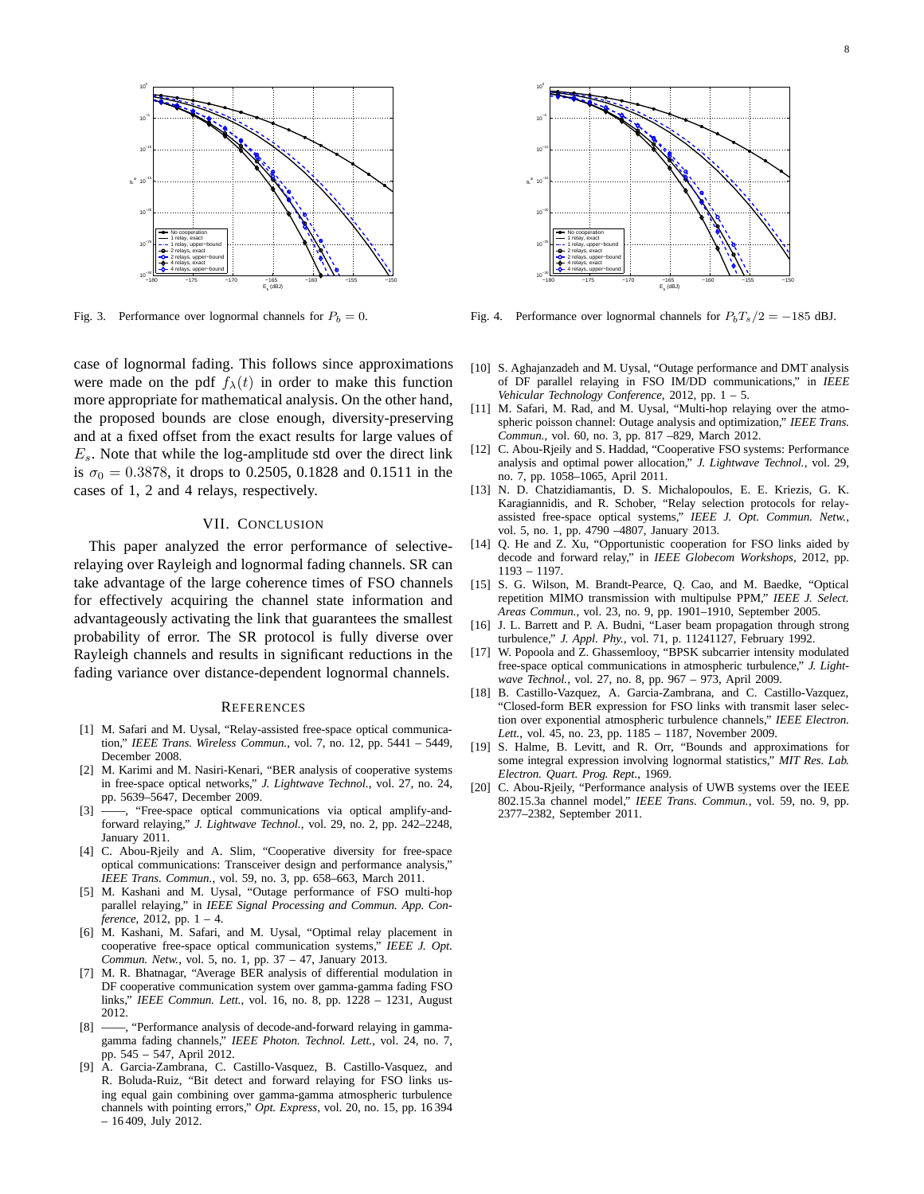10^0

10^-5

10^-10

P_e 10^-15

10^-20

10^-25

10^-30

−180 −175 −170 −165 −160 −155 −150

E_s (dBJ)

No cooperation
1 relay, exact
1 relay, upper−bound
2 relays, exact
2 relays, upper−bound
4 relays, exact
4 relays, upper−bound

Fig. 3. Performance over lognormal channels for $P_b = 0$.

10^0

10^-5

10^-10

P_e 10^-15

10^-20

10^-25

10^-30

−180 −175 −170 −165 −160 −155 −150

E_s (dBJ)

No cooperation
1 relay, exact
1 relay, upper−bound
2 relays, exact
2 relays, upper−bound
4 relays, exact
4 relays, upper−bound

Fig. 4. Performance over lognormal channels for $P_b T_s/2 = -185$ dBJ.

case of lognormal fading. This follows since approximations were made on the pdf $f_\Lambda(t)$ in order to make this function more appropriate for mathematical analysis. On the other hand, the proposed bounds are close enough, diversity-preserving and at a fixed offset from the exact results for large values of $E_s$. Note that while the log-amplitude std over the direct link is $\sigma_0 = 0.3878$, it drops to 0.2505, 0.1828 and 0.1511 in the cases of 1, 2 and 4 relays, respectively.

## VII. Conclusion

This paper analyzed the error performance of selective-relaying over Rayleigh and lognormal fading channels. SR can take advantage of the large coherence times of FSO channels for effectively acquiring the channel state information and advantageously activating the link that guarantees the smallest probability of error. The SR protocol is fully diverse over Rayleigh channels and results in significant reductions in the fading variance over distance-dependent lognormal channels.

## References

[1] M. Safari and M. Uysal, "Relay-assisted free-space optical communication," *IEEE Trans. Wireless Commun.*, vol. 7, no. 12, pp. 5441 – 5449, December 2008.

[2] M. Karimi and M. Nasiri-Kenari, "BER analysis of cooperative systems in free-space optical networks," *J. Lightwave Technol.*, vol. 27, no. 24, pp. 5639–5647, December 2009.

[3] ——, "Free-space optical communications via optical amplify-and-forward relaying," *J. Lightwave Technol.*, vol. 29, no. 2, pp. 242–2248, January 2011.

[4] C. Abou-Rjeily and A. Slim, "Cooperative diversity for free-space optical communications: Transceiver design and performance analysis," *IEEE Trans. Commun.*, vol. 59, no. 3, pp. 658–663, March 2011.

[5] M. Kashani and M. Uysal, "Outage performance of FSO multi-hop parallel relaying," in *IEEE Signal Processing and Commun. App. Conference*, 2012, pp. 1 – 4.

[6] M. Kashani, M. Safari, and M. Uysal, "Optimal relay placement in cooperative free-space optical communication systems," *IEEE J. Opt. Commun. Netw.*, vol. 5, no. 1, pp. 37 – 47, January 2013.

[7] M. R. Bhatnagar, "Average BER analysis of differential modulation in DF cooperative communication system over gamma-gamma fading FSO links," *IEEE Commun. Lett.*, vol. 16, no. 8, pp. 1228 – 1231, August 2012.

[8] ——, "Performance analysis of decode-and-forward relaying in gamma-gamma fading channels," *IEEE Photon. Technol. Lett.*, vol. 24, no. 7, pp. 545 – 547, April 2012.

[9] A. Garcia-Zambrana, C. Castillo-Vasquez, B. Castillo-Vasquez, and R. Boluda-Ruiz, "Bit detect and forward relaying for FSO links using equal gain combining over gamma-gamma atmospheric turbulence channels with pointing errors," *Opt. Express*, vol. 20, no. 15, pp. 16 394 – 16 409, July 2012.

[10] S. Aghajanzadeh and M. Uysal, "Outage performance and DMT analysis of DF parallel relaying in FSO IM/DD communications," in *IEEE Vehicular Technology Conference*, 2012, pp. 1 – 5.

[11] M. Safari, M. Rad, and M. Uysal, "Multi-hop relaying over the atmospheric poisson channel: Outage analysis and optimization," *IEEE Trans. Commun.*, vol. 60, no. 3, pp. 817 –829, March 2012.

[12] C. Abou-Rjeily and S. Haddad, "Cooperative FSO systems: Performance analysis and optimal power allocation," *J. Lightwave Technol.*, vol. 29, no. 7, pp. 1058–1065, April 2011.

[13] N. D. Chatzidiamantis, D. S. Michalopoulos, E. E. Kriezis, G. K. Karagiannidis, and R. Schober, "Relay selection protocols for relay-assisted free-space optical systems," *IEEE J. Opt. Commun. Netw.*, vol. 5, no. 1, pp. 4790 –4807, January 2013.

[14] Q. He and Z. Xu, "Opportunistic cooperation for FSO links aided by decode and forward relay," in *IEEE Globecom Workshops*, 2012, pp. 1193 – 1197.

[15] S. G. Wilson, M. Brandt-Pearce, Q. Cao, and M. Baedke, "Optical repetition MIMO transmission with multipulse PPM," *IEEE J. Select. Areas Commun.*, vol. 23, no. 9, pp. 1901–1910, September 2005.

[16] J. L. Barrett and P. A. Budni, "Laser beam propagation through strong turbulence," *J. Appl. Phy.*, vol. 71, p. 11241127, February 1992.

[17] W. Popoola and Z. Ghassemlooy, "BPSK subcarrier intensity modulated free-space optical communications in atmospheric turbulence," *J. Lightwave Technol.*, vol. 27, no. 8, pp. 967 – 973, April 2009.

[18] B. Castillo-Vazquez, A. Garcia-Zambrana, and C. Castillo-Vazquez, "Closed-form BER expression for FSO links with transmit laser selection over exponential atmospheric turbulence channels," *IEEE Electron. Lett.*, vol. 45, no. 23, pp. 1185 – 1187, November 2009.

[19] S. Halme, B. Levitt, and R. Orr, "Bounds and approximations for some integral expression involving lognormal statistics," *MIT Res. Lab. Electron. Quart. Prog. Rept.*, 1969.

[20] C. Abou-Rjeily, "Performance analysis of UWB systems over the IEEE 802.15.3a channel model," *IEEE Trans. Commun.*, vol. 59, no. 9, pp. 2377–2382, September 2011.